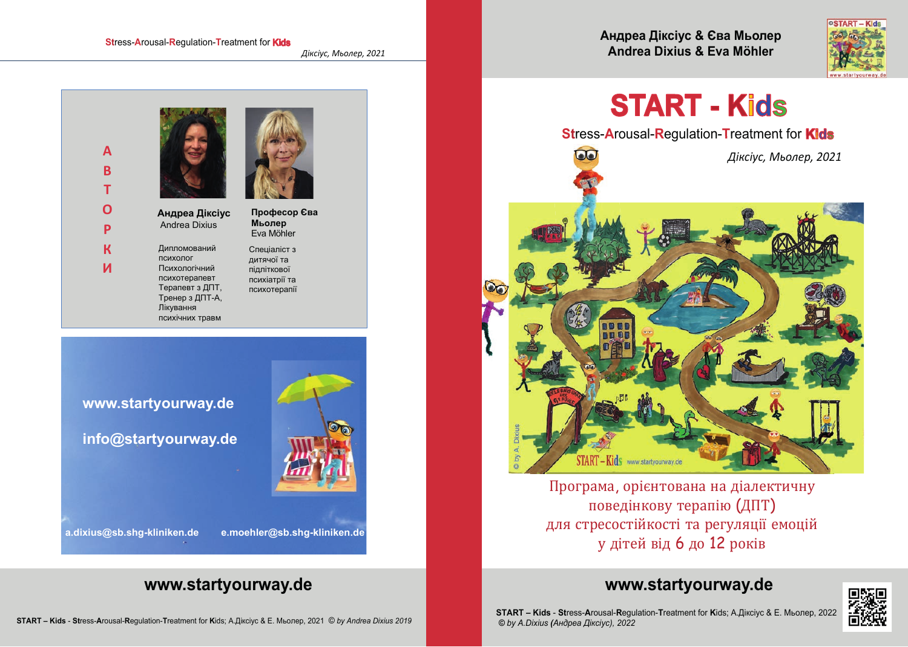Stress-Arousal-Regulation-Treatment for Kids

*Діксіус, Мьолер, 2021*

## АВТОРКИ

**Андреа Діксіус**
Andrea Dixius

Дипломований психолог
Психологічний психотерапевт
Терапевт з ДПТ,
Тренер з ДПТ-А,
Лікування психічних травм

**Професор Єва Мьолер**
Eva Möhler

Спеціаліст з дитячої та підліткової психіатрії та психотерапії

www.startyourway.de

info@startyourway.de

a.dixius@sb.shg-kliniken.de e.moehler@sb.shg-kliniken.de

**www.startyourway.de**

**START – Kids** - **St**ress-**A**rousal-**R**egulation-**T**reatment for **K**ids; А.Діксіус & Е. Мьолер, 2021 *© by Andrea Dixius 2019*

**Андреа Діксіус & Єва Мьолер**
**Andrea Dixius & Eva Möhler**

# START - Kids

## Stress-Arousal-Regulation-Treatment for Kids

*Діксіус, Мьолер, 2021*

Програма, орієнтована на діалектичну поведінкову терапію (ДПТ) для стресостійкості та регуляції емоцій у дітей від 6 до 12 років

**www.startyourway.de**

**START – Kids** - **St**ress-**A**rousal-**R**egulation-**T**reatment for **K**ids; А.Діксіус & Е. Мьолер, 2022
*© by A.Dixius (Андреа Діксіус), 2022*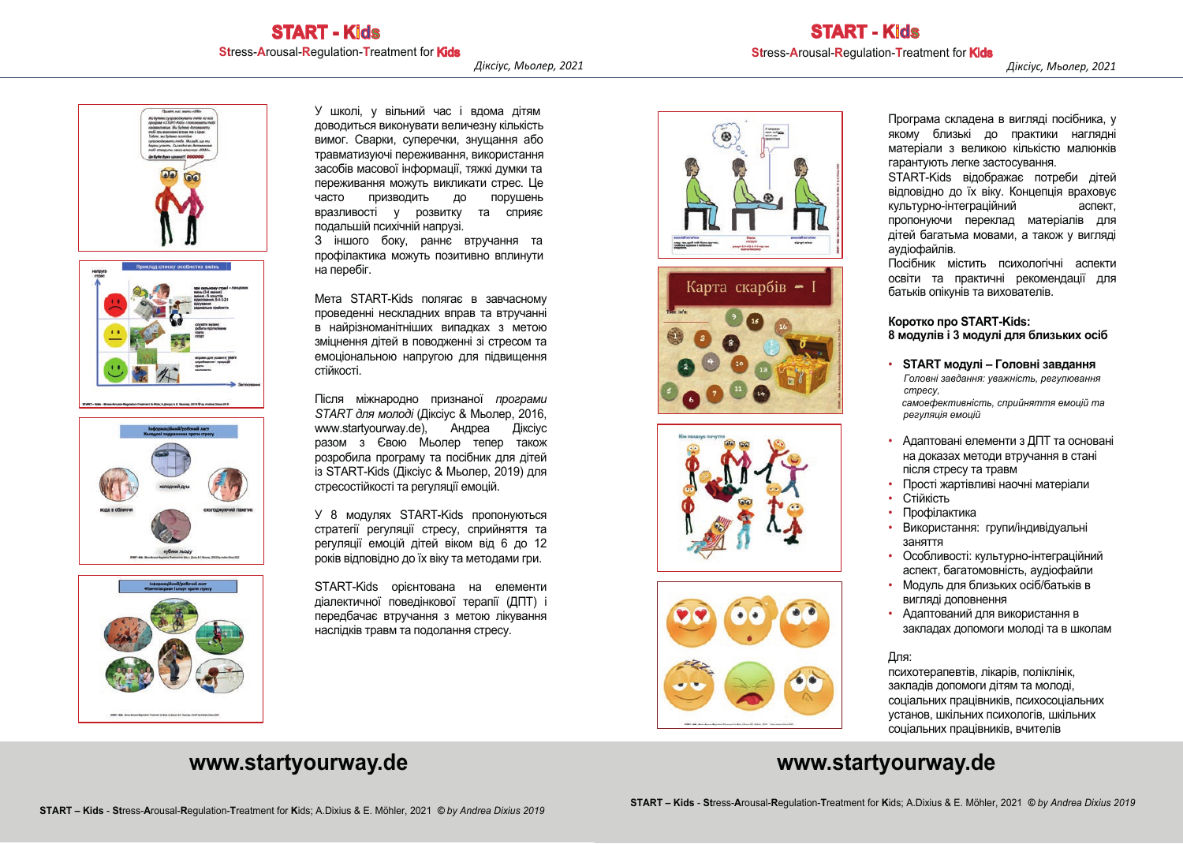# START - Kids

Stress-Arousal-Regulation-Treatment for Kids

*Діксіус, Мьолер, 2021*

У школі, у вільний час і вдома дітям доводиться виконувати величезну кількість вимог. Сварки, суперечки, знущання або травматизуючі переживання, використання засобів масової інформації, тяжкі думки та переживання можуть викликати стрес. Це часто призводить до порушень вразливості у розвитку та сприяє подальшій психічній напрузі.
З іншого боку, раннє втручання та профілактика можуть позитивно вплинути на перебіг.

Мета START-Kids полягає в завчасному проведенні нескладних вправ та втручанні в найрізноманітніших випадках з метою зміцнення дітей в поводженні зі стресом та емоціональною напругою для підвищення стійкості.

Після міжнародно признаної *програми START для молоді* (Діксіус & Мьолер, 2016, www.startyourway.de), Андреа Діксіус разом з Євою Мьолер тепер також розробила програму та посібник для дітей із START-Kids (Діксіус & Мьолер, 2019) для стресостійкості та регуляції емоцій.

У 8 модулях START-Kids пропонуються стратегії регуляції стресу, сприйняття та регуляції емоцій дітей віком від 6 до 12 років відповідно до їх віку та методами гри.

START-Kids орієнтована на елементи діалектичної поведінкової терапії (ДПТ) і передбачає втручання з метою лікування наслідків травм та подолання стресу.

**www.startyourway.de**

START – Kids - Stress-Arousal-Regulation-Treatment for Kids; A.Dixius & E. Möhler, 2021 *© by Andrea Dixius 2019*

# START - Kids

Stress-Arousal-Regulation-Treatment for Kids

*Діксіус, Мьолер, 2021*

Програма складена в вигляді посібника, у якому близькі до практики наглядні матеріали з великою кількістю малюнків гарантують легке застосування.
START-Kids відображає потреби дітей відповідно до їх віку. Концепція враховує культурно-інтеграційний аспект, пропонуючи переклад матеріалів для дітей багатьма мовами, а також у вигляді аудіофайлів.
Посібник містить психологічні аспекти освіти та практичні рекомендації для батьків опікунів та вихователів.

**Коротко про START-Kids:**
**8 модулів і 3 модулі для близьких осіб**

- **START модулі – Головні завдання**
  *Головні завдання: уважність, регулювання стресу,*
  *самоефективність, сприйняття емоцій та регуляція емоцій*
- Адаптовані елементи з ДПТ та основані на доказах методи втручання в стані після стресу та травм
- Прості жартівливі наочні матеріали
- Стійкість
- Профілактика
- Використання: групи/індивідуальні заняття
- Особливості: культурно-інтеграційний аспект, багатомовність, аудіофайли
- Модуль для близьких осіб/батьків в вигляді доповнення
- Адаптований для використання в закладах допомоги молоді та в школам

Для:
психотерапевтів, лікарів, поліклінік, закладів допомоги дітям та молоді, соціальних працівників, психосоціальних установ, шкільних психологів, шкільних соціальних працівників, вчителів

**www.startyourway.de**

START – Kids - Stress-Arousal-Regulation-Treatment for Kids; A.Dixius & E. Möhler, 2021 *© by Andrea Dixius 2019*